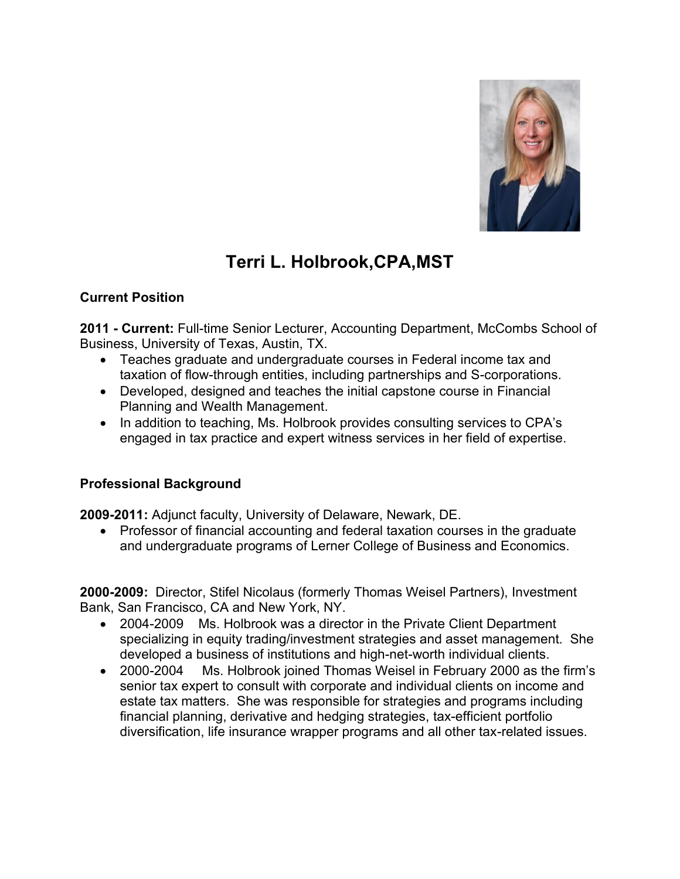# Terri L. Holbrook,CPA,MST

## Current Position

**2011 - Current:** Full-time Senior Lecturer, Accounting Department, McCombs School of Business, University of Texas, Austin, TX.

- Teaches graduate and undergraduate courses in Federal income tax and taxation of flow-through entities, including partnerships and S-corporations.
- Developed, designed and teaches the initial capstone course in Financial Planning and Wealth Management.
- In addition to teaching, Ms. Holbrook provides consulting services to CPA's engaged in tax practice and expert witness services in her field of expertise.

## Professional Background

**2009-2011:** Adjunct faculty, University of Delaware, Newark, DE.

- Professor of financial accounting and federal taxation courses in the graduate and undergraduate programs of Lerner College of Business and Economics.

**2000-2009:** Director, Stifel Nicolaus (formerly Thomas Weisel Partners), Investment Bank, San Francisco, CA and New York, NY.

- 2004-2009 Ms. Holbrook was a director in the Private Client Department specializing in equity trading/investment strategies and asset management. She developed a business of institutions and high-net-worth individual clients.
- 2000-2004 Ms. Holbrook joined Thomas Weisel in February 2000 as the firm's senior tax expert to consult with corporate and individual clients on income and estate tax matters. She was responsible for strategies and programs including financial planning, derivative and hedging strategies, tax-efficient portfolio diversification, life insurance wrapper programs and all other tax-related issues.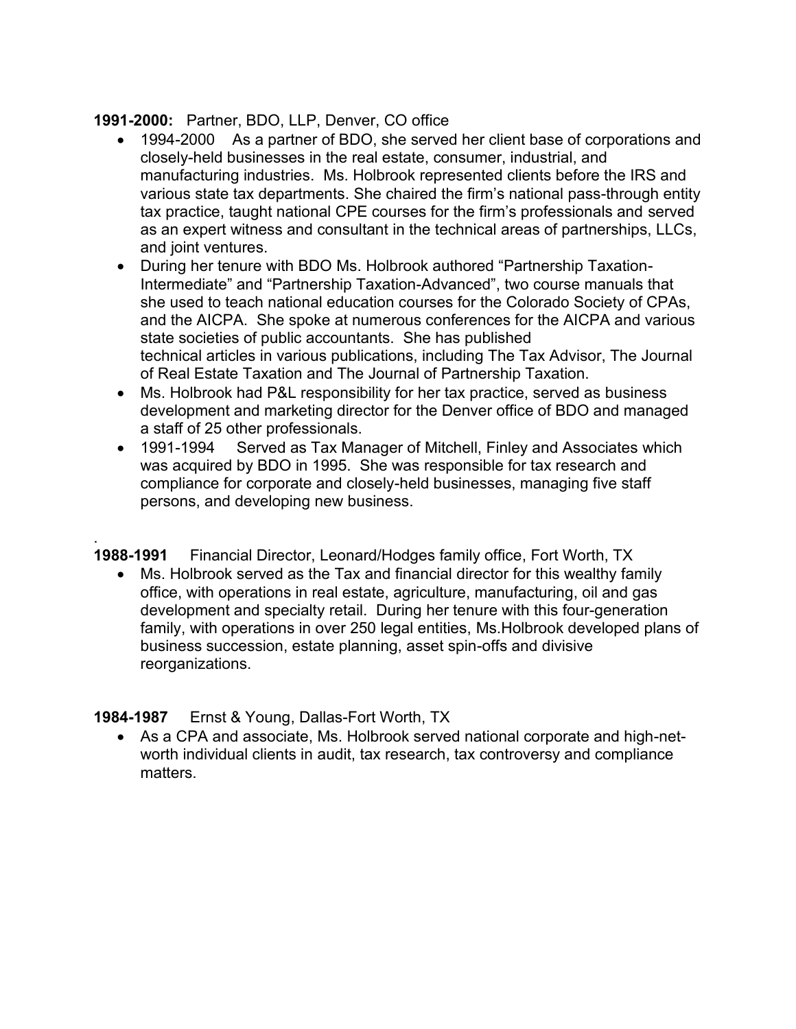**1991-2000:** Partner, BDO, LLP, Denver, CO office

- 1994-2000 As a partner of BDO, she served her client base of corporations and closely-held businesses in the real estate, consumer, industrial, and manufacturing industries. Ms. Holbrook represented clients before the IRS and various state tax departments. She chaired the firm's national pass-through entity tax practice, taught national CPE courses for the firm's professionals and served as an expert witness and consultant in the technical areas of partnerships, LLCs, and joint ventures.
- During her tenure with BDO Ms. Holbrook authored "Partnership Taxation-Intermediate" and "Partnership Taxation-Advanced", two course manuals that she used to teach national education courses for the Colorado Society of CPAs, and the AICPA. She spoke at numerous conferences for the AICPA and various state societies of public accountants. She has published technical articles in various publications, including The Tax Advisor, The Journal of Real Estate Taxation and The Journal of Partnership Taxation.
- Ms. Holbrook had P&L responsibility for her tax practice, served as business development and marketing director for the Denver office of BDO and managed a staff of 25 other professionals.
- 1991-1994 Served as Tax Manager of Mitchell, Finley and Associates which was acquired by BDO in 1995. She was responsible for tax research and compliance for corporate and closely-held businesses, managing five staff persons, and developing new business.

.
**1988-1991** Financial Director, Leonard/Hodges family office, Fort Worth, TX

- Ms. Holbrook served as the Tax and financial director for this wealthy family office, with operations in real estate, agriculture, manufacturing, oil and gas development and specialty retail. During her tenure with this four-generation family, with operations in over 250 legal entities, Ms.Holbrook developed plans of business succession, estate planning, asset spin-offs and divisive reorganizations.

**1984-1987** Ernst & Young, Dallas-Fort Worth, TX

- As a CPA and associate, Ms. Holbrook served national corporate and high-net-worth individual clients in audit, tax research, tax controversy and compliance matters.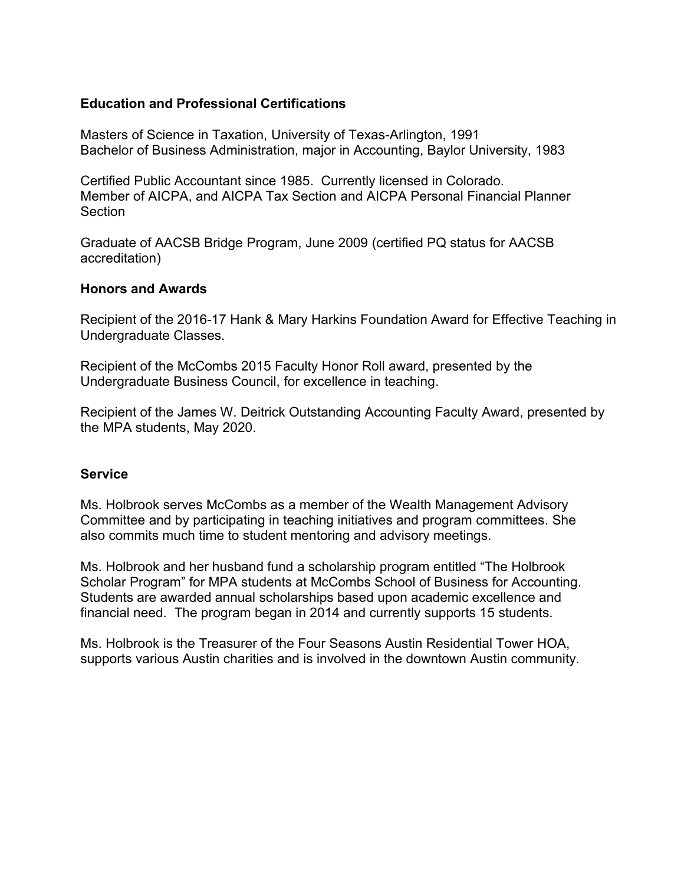## Education and Professional Certifications

Masters of Science in Taxation, University of Texas-Arlington, 1991
Bachelor of Business Administration, major in Accounting, Baylor University, 1983

Certified Public Accountant since 1985. Currently licensed in Colorado.
Member of AICPA, and AICPA Tax Section and AICPA Personal Financial Planner Section

Graduate of AACSB Bridge Program, June 2009 (certified PQ status for AACSB accreditation)

## Honors and Awards

Recipient of the 2016-17 Hank & Mary Harkins Foundation Award for Effective Teaching in Undergraduate Classes.

Recipient of the McCombs 2015 Faculty Honor Roll award, presented by the Undergraduate Business Council, for excellence in teaching.

Recipient of the James W. Deitrick Outstanding Accounting Faculty Award, presented by the MPA students, May 2020.

## Service

Ms. Holbrook serves McCombs as a member of the Wealth Management Advisory Committee and by participating in teaching initiatives and program committees. She also commits much time to student mentoring and advisory meetings.

Ms. Holbrook and her husband fund a scholarship program entitled "The Holbrook Scholar Program" for MPA students at McCombs School of Business for Accounting. Students are awarded annual scholarships based upon academic excellence and financial need. The program began in 2014 and currently supports 15 students.

Ms. Holbrook is the Treasurer of the Four Seasons Austin Residential Tower HOA, supports various Austin charities and is involved in the downtown Austin community.